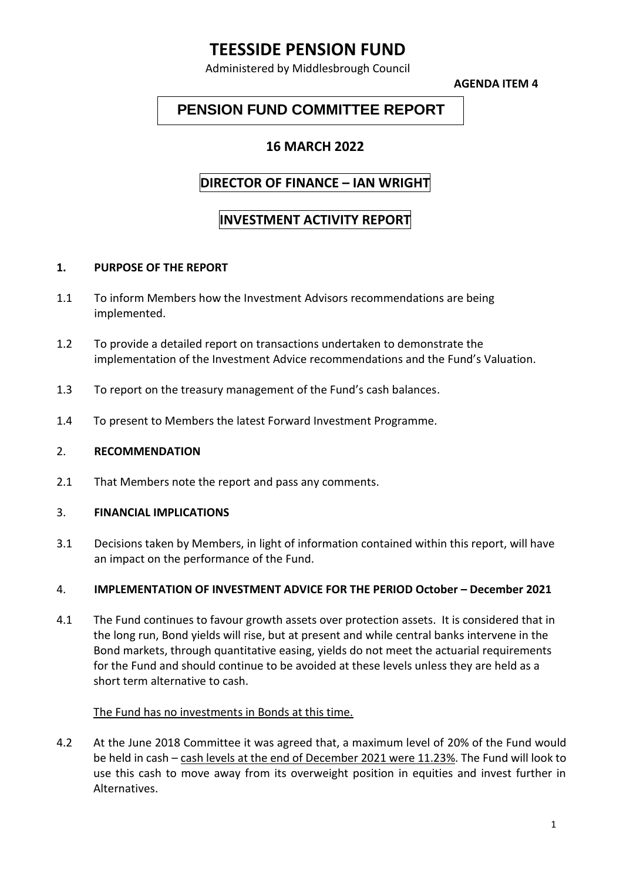# TEESSIDE PENSION FUND

Administered by Middlesbrough Council

**AGENDA ITEM 4**

## PENSION FUND COMMITTEE REPORT

### 16 MARCH 2022

### DIRECTOR OF FINANCE – IAN WRIGHT

### INVESTMENT ACTIVITY REPORT

**1. PURPOSE OF THE REPORT**

1.1 To inform Members how the Investment Advisors recommendations are being implemented.

1.2 To provide a detailed report on transactions undertaken to demonstrate the implementation of the Investment Advice recommendations and the Fund's Valuation.

1.3 To report on the treasury management of the Fund's cash balances.

1.4 To present to Members the latest Forward Investment Programme.

**2. RECOMMENDATION**

2.1 That Members note the report and pass any comments.

**3. FINANCIAL IMPLICATIONS**

3.1 Decisions taken by Members, in light of information contained within this report, will have an impact on the performance of the Fund.

**4. IMPLEMENTATION OF INVESTMENT ADVICE FOR THE PERIOD October – December 2021**

4.1 The Fund continues to favour growth assets over protection assets. It is considered that in the long run, Bond yields will rise, but at present and while central banks intervene in the Bond markets, through quantitative easing, yields do not meet the actuarial requirements for the Fund and should continue to be avoided at these levels unless they are held as a short term alternative to cash.

The Fund has no investments in Bonds at this time.

4.2 At the June 2018 Committee it was agreed that, a maximum level of 20% of the Fund would be held in cash – cash levels at the end of December 2021 were 11.23%. The Fund will look to use this cash to move away from its overweight position in equities and invest further in Alternatives.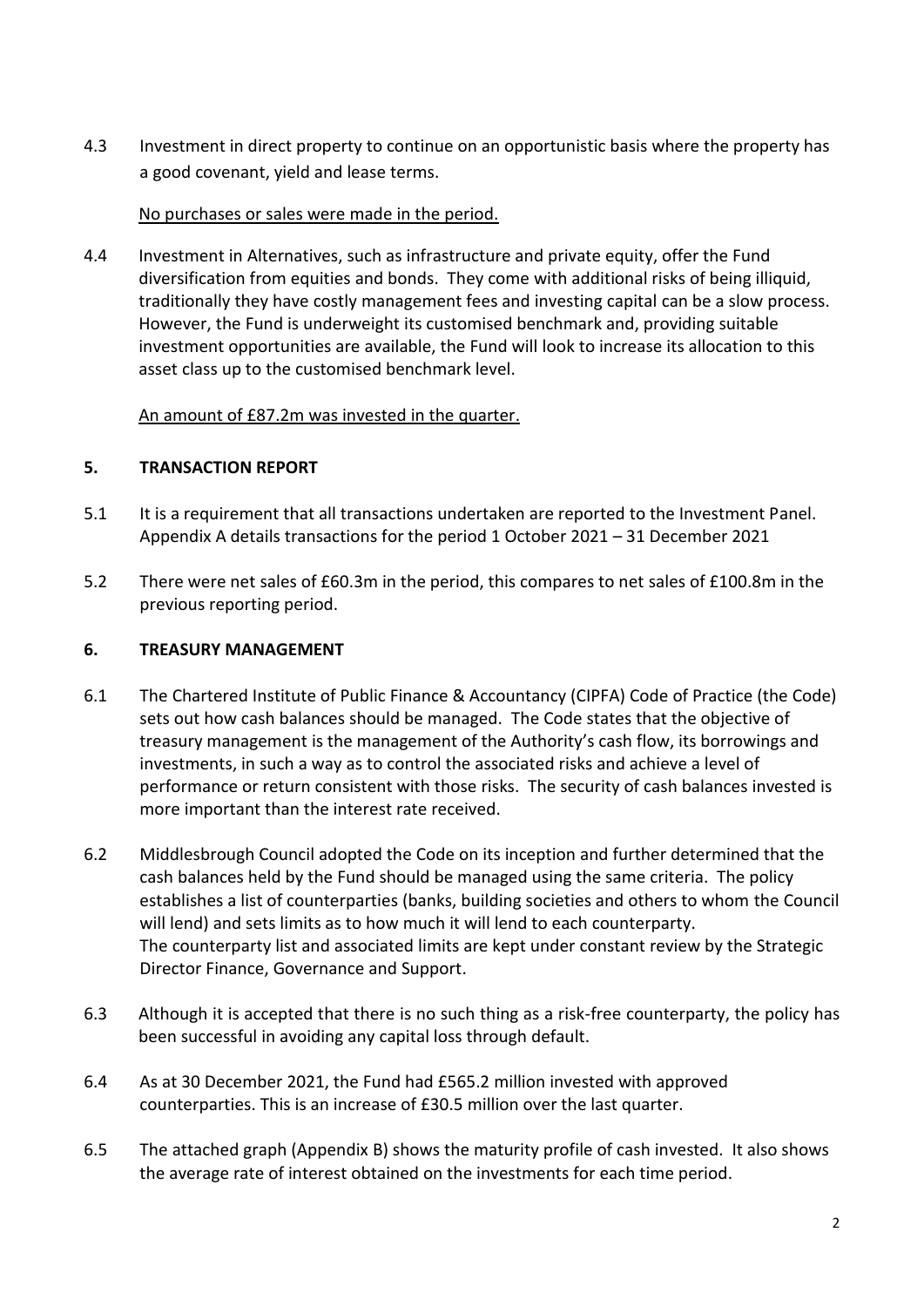4.3 Investment in direct property to continue on an opportunistic basis where the property has a good covenant, yield and lease terms.

<u>No purchases or sales were made in the period.</u>

4.4 Investment in Alternatives, such as infrastructure and private equity, offer the Fund diversification from equities and bonds. They come with additional risks of being illiquid, traditionally they have costly management fees and investing capital can be a slow process. However, the Fund is underweight its customised benchmark and, providing suitable investment opportunities are available, the Fund will look to increase its allocation to this asset class up to the customised benchmark level.

<u>An amount of £87.2m was invested in the quarter.</u>

## 5. TRANSACTION REPORT

5.1 It is a requirement that all transactions undertaken are reported to the Investment Panel. Appendix A details transactions for the period 1 October 2021 – 31 December 2021

5.2 There were net sales of £60.3m in the period, this compares to net sales of £100.8m in the previous reporting period.

## 6. TREASURY MANAGEMENT

6.1 The Chartered Institute of Public Finance & Accountancy (CIPFA) Code of Practice (the Code) sets out how cash balances should be managed. The Code states that the objective of treasury management is the management of the Authority's cash flow, its borrowings and investments, in such a way as to control the associated risks and achieve a level of performance or return consistent with those risks. The security of cash balances invested is more important than the interest rate received.

6.2 Middlesbrough Council adopted the Code on its inception and further determined that the cash balances held by the Fund should be managed using the same criteria. The policy establishes a list of counterparties (banks, building societies and others to whom the Council will lend) and sets limits as to how much it will lend to each counterparty. The counterparty list and associated limits are kept under constant review by the Strategic Director Finance, Governance and Support.

6.3 Although it is accepted that there is no such thing as a risk-free counterparty, the policy has been successful in avoiding any capital loss through default.

6.4 As at 30 December 2021, the Fund had £565.2 million invested with approved counterparties. This is an increase of £30.5 million over the last quarter.

6.5 The attached graph (Appendix B) shows the maturity profile of cash invested. It also shows the average rate of interest obtained on the investments for each time period.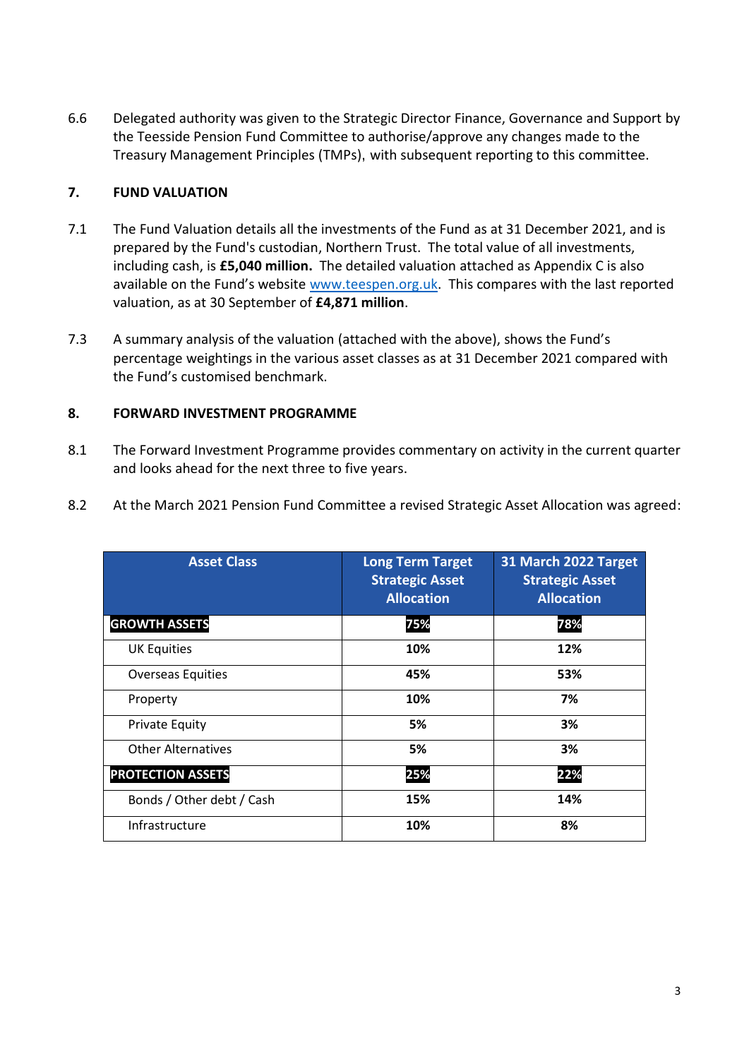6.6 Delegated authority was given to the Strategic Director Finance, Governance and Support by the Teesside Pension Fund Committee to authorise/approve any changes made to the Treasury Management Principles (TMPs), with subsequent reporting to this committee.

## 7. FUND VALUATION

7.1 The Fund Valuation details all the investments of the Fund as at 31 December 2021, and is prepared by the Fund's custodian, Northern Trust. The total value of all investments, including cash, is **£5,040 million.** The detailed valuation attached as Appendix C is also available on the Fund's website [www.teespen.org.uk](http://www.teespen.org.uk). This compares with the last reported valuation, as at 30 September of **£4,871 million**.

7.3 A summary analysis of the valuation (attached with the above), shows the Fund's percentage weightings in the various asset classes as at 31 December 2021 compared with the Fund's customised benchmark.

## 8. FORWARD INVESTMENT PROGRAMME

8.1 The Forward Investment Programme provides commentary on activity in the current quarter and looks ahead for the next three to five years.

8.2 At the March 2021 Pension Fund Committee a revised Strategic Asset Allocation was agreed:

| Asset Class | Long Term Target Strategic Asset Allocation | 31 March 2022 Target Strategic Asset Allocation |
|---|---|---|
| **GROWTH ASSETS** | **75%** | **78%** |
| UK Equities | **10%** | **12%** |
| Overseas Equities | **45%** | **53%** |
| Property | **10%** | **7%** |
| Private Equity | **5%** | **3%** |
| Other Alternatives | **5%** | **3%** |
| **PROTECTION ASSETS** | **25%** | **22%** |
| Bonds / Other debt / Cash | **15%** | **14%** |
| Infrastructure | **10%** | **8%** |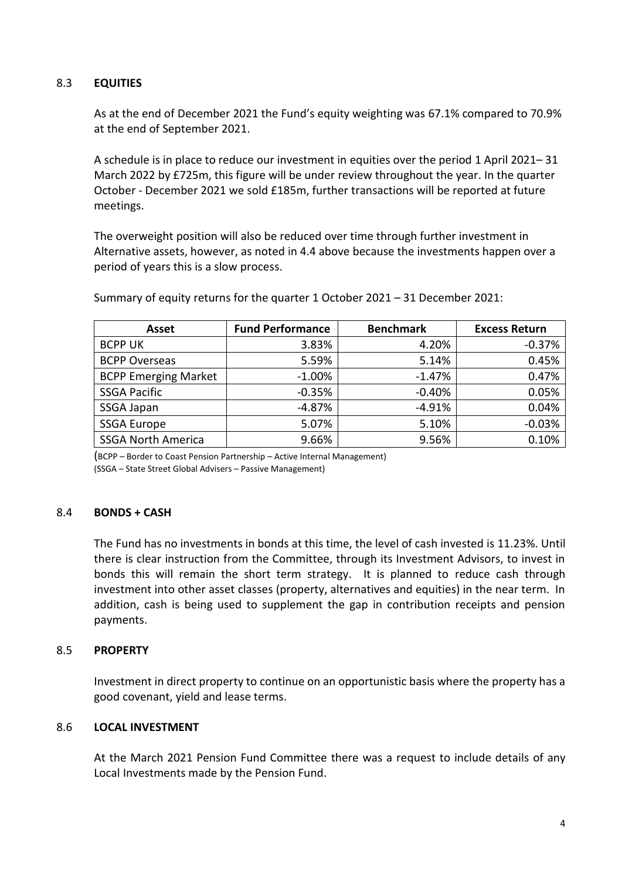## 8.3 EQUITIES

As at the end of December 2021 the Fund's equity weighting was 67.1% compared to 70.9% at the end of September 2021.

A schedule is in place to reduce our investment in equities over the period 1 April 2021– 31 March 2022 by £725m, this figure will be under review throughout the year. In the quarter October - December 2021 we sold £185m, further transactions will be reported at future meetings.

The overweight position will also be reduced over time through further investment in Alternative assets, however, as noted in 4.4 above because the investments happen over a period of years this is a slow process.

Summary of equity returns for the quarter 1 October 2021 – 31 December 2021:

| Asset | Fund Performance | Benchmark | Excess Return |
|---|---|---|---|
| BCPP UK | 3.83% | 4.20% | -0.37% |
| BCPP Overseas | 5.59% | 5.14% | 0.45% |
| BCPP Emerging Market | -1.00% | -1.47% | 0.47% |
| SSGA Pacific | -0.35% | -0.40% | 0.05% |
| SSGA Japan | -4.87% | -4.91% | 0.04% |
| SSGA Europe | 5.07% | 5.10% | -0.03% |
| SSGA North America | 9.66% | 9.56% | 0.10% |

(BCPP – Border to Coast Pension Partnership – Active Internal Management)
(SSGA – State Street Global Advisers – Passive Management)

## 8.4 BONDS + CASH

The Fund has no investments in bonds at this time, the level of cash invested is 11.23%. Until there is clear instruction from the Committee, through its Investment Advisors, to invest in bonds this will remain the short term strategy. It is planned to reduce cash through investment into other asset classes (property, alternatives and equities) in the near term. In addition, cash is being used to supplement the gap in contribution receipts and pension payments.

## 8.5 PROPERTY

Investment in direct property to continue on an opportunistic basis where the property has a good covenant, yield and lease terms.

## 8.6 LOCAL INVESTMENT

At the March 2021 Pension Fund Committee there was a request to include details of any Local Investments made by the Pension Fund.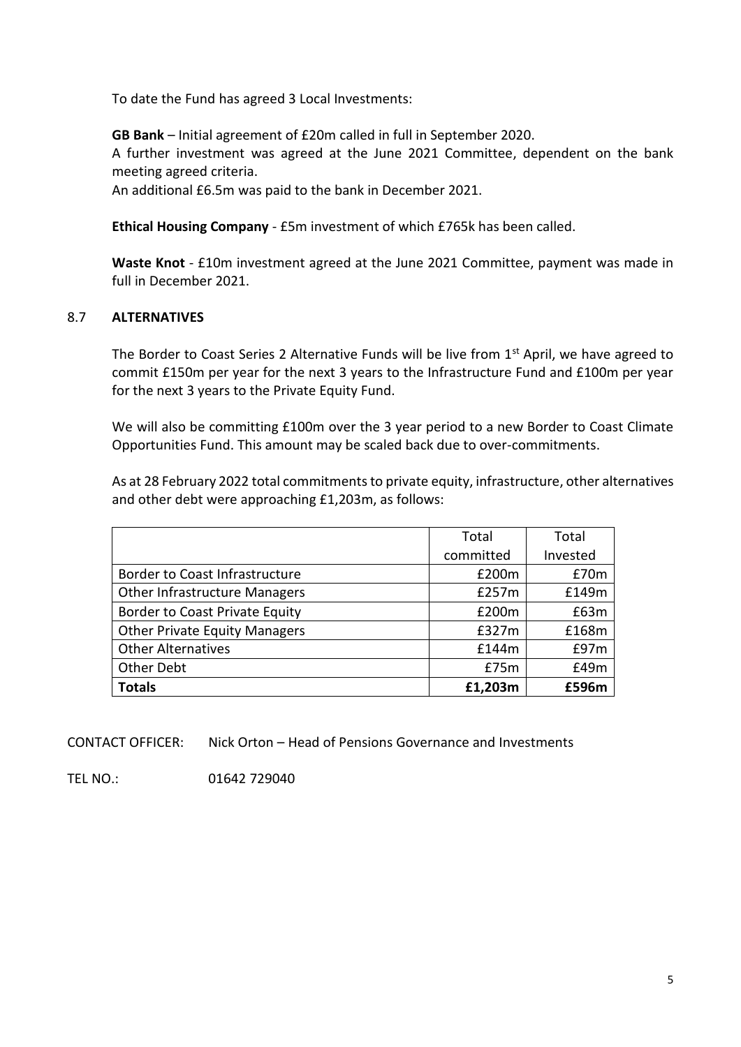To date the Fund has agreed 3 Local Investments:

**GB Bank** – Initial agreement of £20m called in full in September 2020.
A further investment was agreed at the June 2021 Committee, dependent on the bank meeting agreed criteria.
An additional £6.5m was paid to the bank in December 2021.

**Ethical Housing Company** - £5m investment of which £765k has been called.

**Waste Knot** - £10m investment agreed at the June 2021 Committee, payment was made in full in December 2021.

## 8.7 ALTERNATIVES

The Border to Coast Series 2 Alternative Funds will be live from 1st April, we have agreed to commit £150m per year for the next 3 years to the Infrastructure Fund and £100m per year for the next 3 years to the Private Equity Fund.

We will also be committing £100m over the 3 year period to a new Border to Coast Climate Opportunities Fund. This amount may be scaled back due to over-commitments.

As at 28 February 2022 total commitments to private equity, infrastructure, other alternatives and other debt were approaching £1,203m, as follows:

| | Total committed | Total Invested |
|---|---:|---:|
| Border to Coast Infrastructure | £200m | £70m |
| Other Infrastructure Managers | £257m | £149m |
| Border to Coast Private Equity | £200m | £63m |
| Other Private Equity Managers | £327m | £168m |
| Other Alternatives | £144m | £97m |
| Other Debt | £75m | £49m |
| **Totals** | **£1,203m** | **£596m** |

CONTACT OFFICER: Nick Orton – Head of Pensions Governance and Investments

TEL NO.: 01642 729040